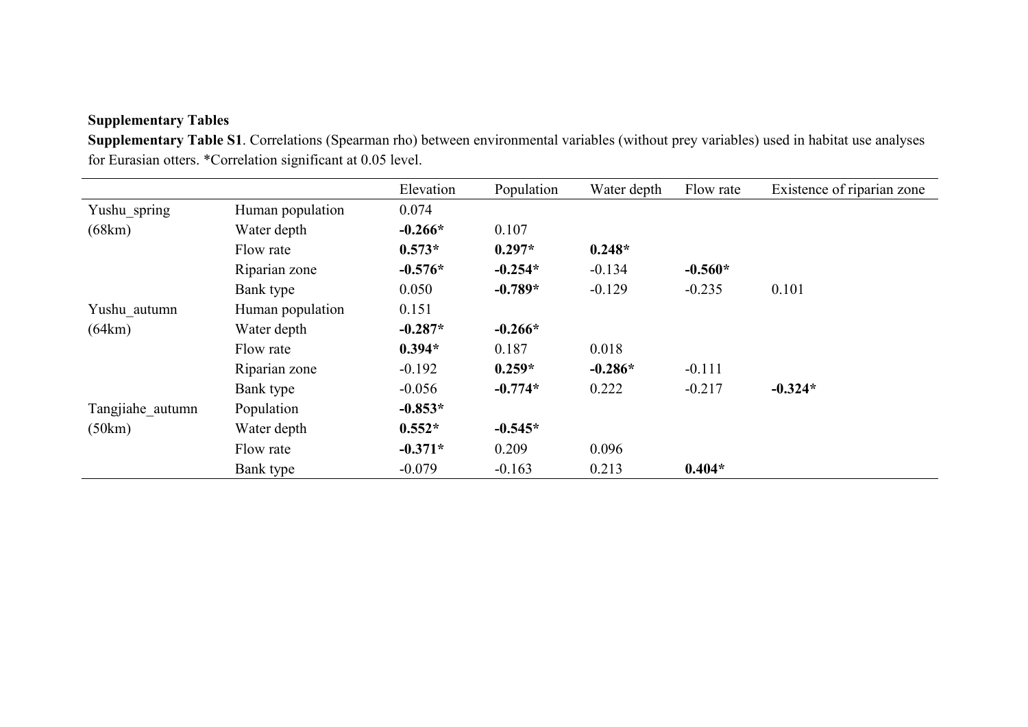**Supplementary Tables**

**Supplementary Table S1**. Correlations (Spearman rho) between environmental variables (without prey variables) used in habitat use analyses for Eurasian otters. *Correlation significant at 0.05 level.

| | | Elevation | Population | Water depth | Flow rate | Existence of riparian zone |
|---|---|---|---|---|---|---|
| Yushu_spring | Human population | 0.074 | | | | |
| (68km) | Water depth | **-0.266*** | 0.107 | | | |
| | Flow rate | **0.573*** | **0.297*** | **0.248*** | | |
| | Riparian zone | **-0.576*** | **-0.254*** | -0.134 | **-0.560*** | |
| | Bank type | 0.050 | **-0.789*** | -0.129 | -0.235 | 0.101 |
| Yushu_autumn | Human population | 0.151 | | | | |
| (64km) | Water depth | **-0.287*** | **-0.266*** | | | |
| | Flow rate | **0.394*** | 0.187 | 0.018 | | |
| | Riparian zone | -0.192 | **0.259*** | **-0.286*** | -0.111 | |
| | Bank type | -0.056 | **-0.774*** | 0.222 | -0.217 | **-0.324*** |
| Tangjiahe_autumn | Population | **-0.853*** | | | | |
| (50km) | Water depth | **0.552*** | **-0.545*** | | | |
| | Flow rate | **-0.371*** | 0.209 | 0.096 | | |
| | Bank type | -0.079 | -0.163 | 0.213 | **0.404*** | |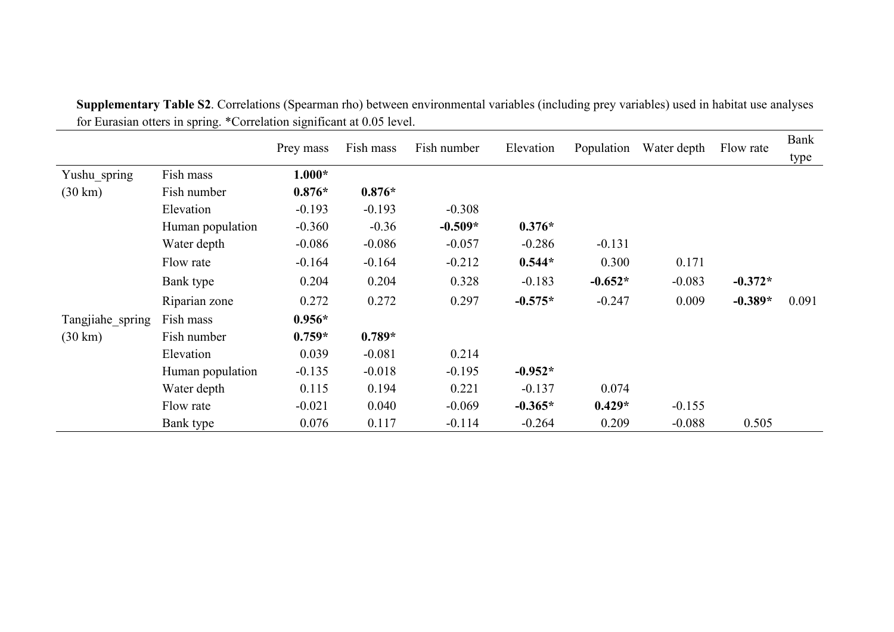**Supplementary Table S2**. Correlations (Spearman rho) between environmental variables (including prey variables) used in habitat use analyses for Eurasian otters in spring. *Correlation significant at 0.05 level.

| | | Prey mass | Fish mass | Fish number | Elevation | Population | Water depth | Flow rate | Bank type |
|---|---|---|---|---|---|---|---|---|---|
| Yushu_spring (30 km) | Fish mass | **1.000*** | | | | | | | |
| | Fish number | **0.876*** | **0.876*** | | | | | | |
| | Elevation | -0.193 | -0.193 | -0.308 | | | | | |
| | Human population | -0.360 | -0.36 | **-0.509*** | **0.376*** | | | | |
| | Water depth | -0.086 | -0.086 | -0.057 | -0.286 | -0.131 | | | |
| | Flow rate | -0.164 | -0.164 | -0.212 | **0.544*** | 0.300 | 0.171 | | |
| | Bank type | 0.204 | 0.204 | 0.328 | -0.183 | **-0.652*** | -0.083 | **-0.372*** | |
| | Riparian zone | 0.272 | 0.272 | 0.297 | **-0.575*** | -0.247 | 0.009 | **-0.389*** | 0.091 |
| Tangjiahe_spring (30 km) | Fish mass | **0.956*** | | | | | | | |
| | Fish number | **0.759*** | **0.789*** | | | | | | |
| | Elevation | 0.039 | -0.081 | 0.214 | | | | | |
| | Human population | -0.135 | -0.018 | -0.195 | **-0.952*** | | | | |
| | Water depth | 0.115 | 0.194 | 0.221 | -0.137 | 0.074 | | | |
| | Flow rate | -0.021 | 0.040 | -0.069 | **-0.365*** | **0.429*** | -0.155 | | |
| | Bank type | 0.076 | 0.117 | -0.114 | -0.264 | 0.209 | -0.088 | 0.505 | |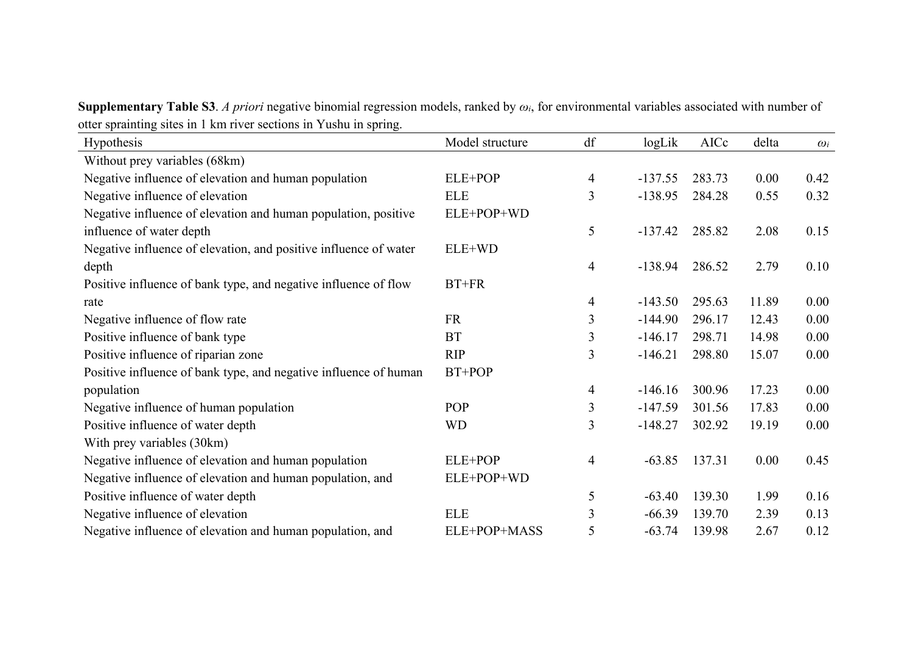**Supplementary Table S3**. *A priori* negative binomial regression models, ranked by $\omega_i$, for environmental variables associated with number of otter sprainting sites in 1 km river sections in Yushu in spring.

| Hypothesis | Model structure | df | logLik | AICc | delta | $\omega_i$ |
|---|---|---|---|---|---|---|
| Without prey variables (68km) | | | | | | |
| Negative influence of elevation and human population | ELE+POP | 4 | -137.55 | 283.73 | 0.00 | 0.42 |
| Negative influence of elevation | ELE | 3 | -138.95 | 284.28 | 0.55 | 0.32 |
| Negative influence of elevation and human population, positive influence of water depth | ELE+POP+WD | 5 | -137.42 | 285.82 | 2.08 | 0.15 |
| Negative influence of elevation, and positive influence of water depth | ELE+WD | 4 | -138.94 | 286.52 | 2.79 | 0.10 |
| Positive influence of bank type, and negative influence of flow rate | BT+FR | 4 | -143.50 | 295.63 | 11.89 | 0.00 |
| Negative influence of flow rate | FR | 3 | -144.90 | 296.17 | 12.43 | 0.00 |
| Positive influence of bank type | BT | 3 | -146.17 | 298.71 | 14.98 | 0.00 |
| Positive influence of riparian zone | RIP | 3 | -146.21 | 298.80 | 15.07 | 0.00 |
| Positive influence of bank type, and negative influence of human population | BT+POP | 4 | -146.16 | 300.96 | 17.23 | 0.00 |
| Negative influence of human population | POP | 3 | -147.59 | 301.56 | 17.83 | 0.00 |
| Positive influence of water depth | WD | 3 | -148.27 | 302.92 | 19.19 | 0.00 |
| With prey variables (30km) | | | | | | |
| Negative influence of elevation and human population | ELE+POP | 4 | -63.85 | 137.31 | 0.00 | 0.45 |
| Negative influence of elevation and human population, and Positive influence of water depth | ELE+POP+WD | 5 | -63.40 | 139.30 | 1.99 | 0.16 |
| Negative influence of elevation | ELE | 3 | -66.39 | 139.70 | 2.39 | 0.13 |
| Negative influence of elevation and human population, and | ELE+POP+MASS | 5 | -63.74 | 139.98 | 2.67 | 0.12 |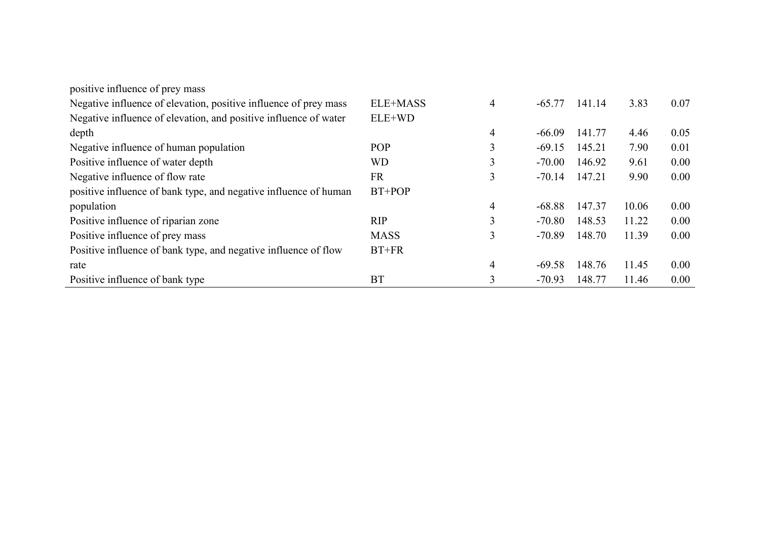| | | | | | | |
|---|---|---|---|---|---|---|
| positive influence of prey mass | | | | | | |
| Negative influence of elevation, positive influence of prey mass | ELE+MASS | 4 | -65.77 | 141.14 | 3.83 | 0.07 |
| Negative influence of elevation, and positive influence of water depth | ELE+WD | 4 | -66.09 | 141.77 | 4.46 | 0.05 |
| Negative influence of human population | POP | 3 | -69.15 | 145.21 | 7.90 | 0.01 |
| Positive influence of water depth | WD | 3 | -70.00 | 146.92 | 9.61 | 0.00 |
| Negative influence of flow rate | FR | 3 | -70.14 | 147.21 | 9.90 | 0.00 |
| positive influence of bank type, and negative influence of human population | BT+POP | 4 | -68.88 | 147.37 | 10.06 | 0.00 |
| Positive influence of riparian zone | RIP | 3 | -70.80 | 148.53 | 11.22 | 0.00 |
| Positive influence of prey mass | MASS | 3 | -70.89 | 148.70 | 11.39 | 0.00 |
| Positive influence of bank type, and negative influence of flow rate | BT+FR | 4 | -69.58 | 148.76 | 11.45 | 0.00 |
| Positive influence of bank type | BT | 3 | -70.93 | 148.77 | 11.46 | 0.00 |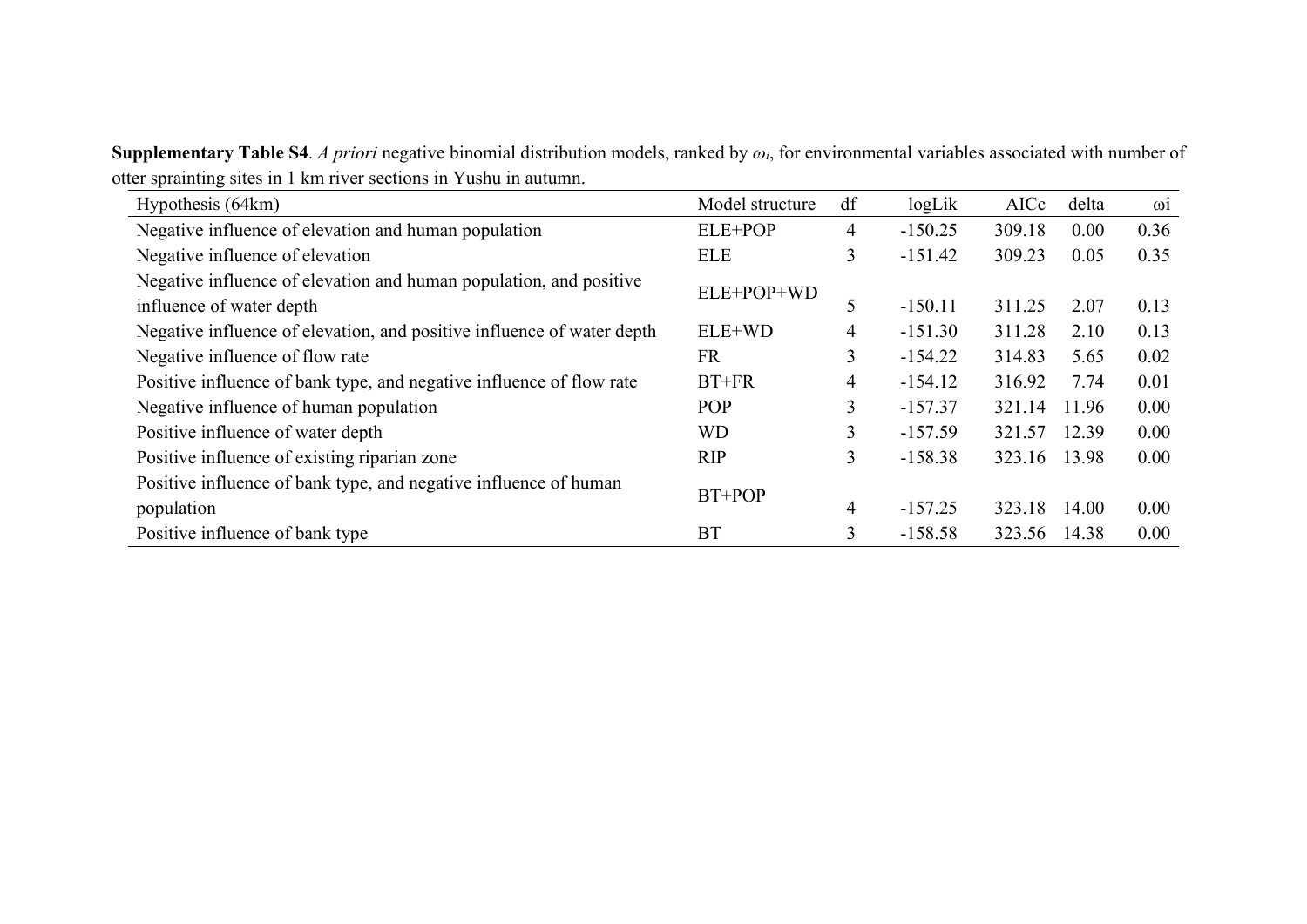**Supplementary Table S4**. *A priori* negative binomial distribution models, ranked by $\omega_i$, for environmental variables associated with number of otter sprainting sites in 1 km river sections in Yushu in autumn.

| Hypothesis (64km) | Model structure | df | logLik | AICc | delta | ωi |
|---|---|---|---|---|---|---|
| Negative influence of elevation and human population | ELE+POP | 4 | -150.25 | 309.18 | 0.00 | 0.36 |
| Negative influence of elevation | ELE | 3 | -151.42 | 309.23 | 0.05 | 0.35 |
| Negative influence of elevation and human population, and positive influence of water depth | ELE+POP+WD | 5 | -150.11 | 311.25 | 2.07 | 0.13 |
| Negative influence of elevation, and positive influence of water depth | ELE+WD | 4 | -151.30 | 311.28 | 2.10 | 0.13 |
| Negative influence of flow rate | FR | 3 | -154.22 | 314.83 | 5.65 | 0.02 |
| Positive influence of bank type, and negative influence of flow rate | BT+FR | 4 | -154.12 | 316.92 | 7.74 | 0.01 |
| Negative influence of human population | POP | 3 | -157.37 | 321.14 | 11.96 | 0.00 |
| Positive influence of water depth | WD | 3 | -157.59 | 321.57 | 12.39 | 0.00 |
| Positive influence of existing riparian zone | RIP | 3 | -158.38 | 323.16 | 13.98 | 0.00 |
| Positive influence of bank type, and negative influence of human population | BT+POP | 4 | -157.25 | 323.18 | 14.00 | 0.00 |
| Positive influence of bank type | BT | 3 | -158.58 | 323.56 | 14.38 | 0.00 |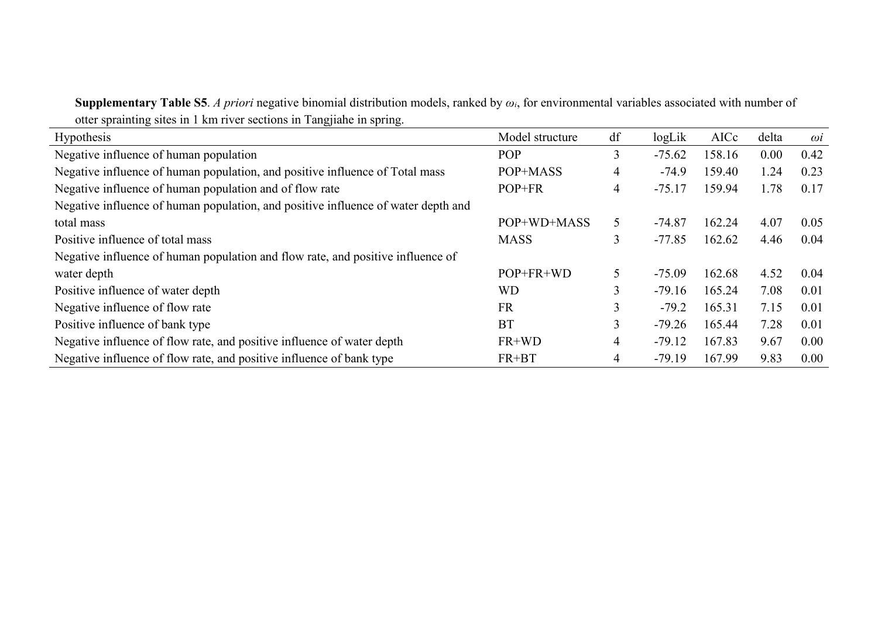**Supplementary Table S5**. *A priori* negative binomial distribution models, ranked by $\omega_i$, for environmental variables associated with number of otter sprainting sites in 1 km river sections in Tangjiahe in spring.

| Hypothesis | Model structure | df | logLik | AICc | delta | $\omega i$ |
|---|---|---|---|---|---|---|
| Negative influence of human population | POP | 3 | -75.62 | 158.16 | 0.00 | 0.42 |
| Negative influence of human population, and positive influence of Total mass | POP+MASS | 4 | -74.9 | 159.40 | 1.24 | 0.23 |
| Negative influence of human population and of flow rate | POP+FR | 4 | -75.17 | 159.94 | 1.78 | 0.17 |
| Negative influence of human population, and positive influence of water depth and total mass | POP+WD+MASS | 5 | -74.87 | 162.24 | 4.07 | 0.05 |
| Positive influence of total mass | MASS | 3 | -77.85 | 162.62 | 4.46 | 0.04 |
| Negative influence of human population and flow rate, and positive influence of water depth | POP+FR+WD | 5 | -75.09 | 162.68 | 4.52 | 0.04 |
| Positive influence of water depth | WD | 3 | -79.16 | 165.24 | 7.08 | 0.01 |
| Negative influence of flow rate | FR | 3 | -79.2 | 165.31 | 7.15 | 0.01 |
| Positive influence of bank type | BT | 3 | -79.26 | 165.44 | 7.28 | 0.01 |
| Negative influence of flow rate, and positive influence of water depth | FR+WD | 4 | -79.12 | 167.83 | 9.67 | 0.00 |
| Negative influence of flow rate, and positive influence of bank type | FR+BT | 4 | -79.19 | 167.99 | 9.83 | 0.00 |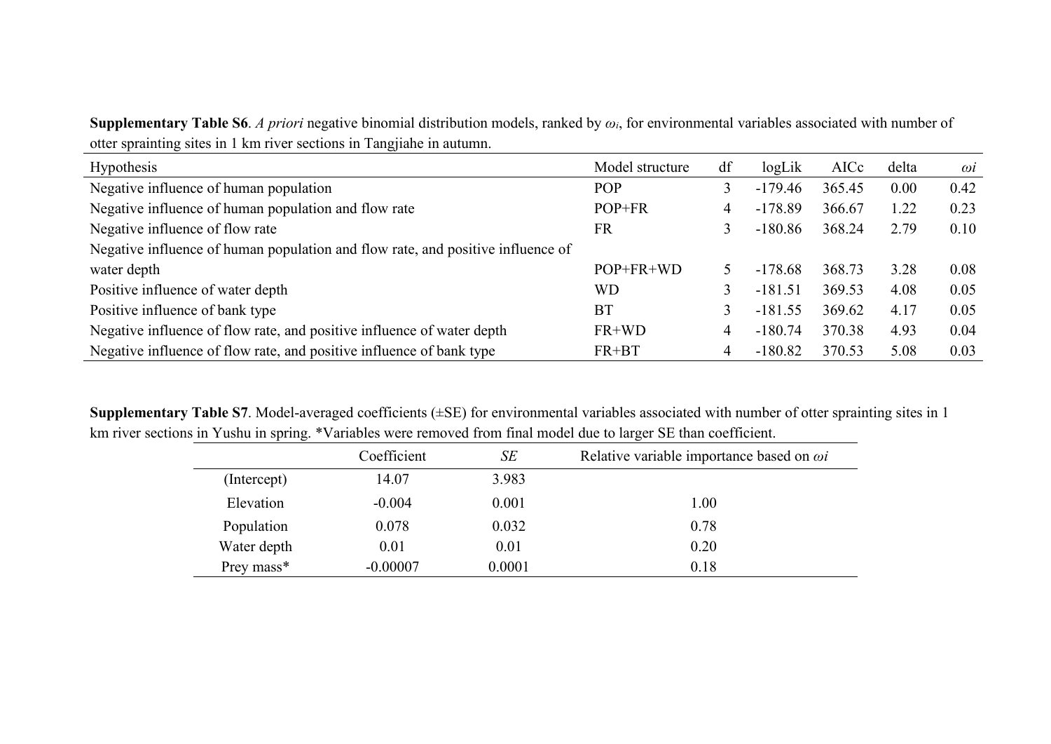**Supplementary Table S6**. *A priori* negative binomial distribution models, ranked by $\omega_i$, for environmental variables associated with number of otter sprainting sites in 1 km river sections in Tangjiahe in autumn.

| Hypothesis | Model structure | df | logLik | AICc | delta | $\omega i$ |
|---|---|---|---|---|---|---|
| Negative influence of human population | POP | 3 | -179.46 | 365.45 | 0.00 | 0.42 |
| Negative influence of human population and flow rate | POP+FR | 4 | -178.89 | 366.67 | 1.22 | 0.23 |
| Negative influence of flow rate | FR | 3 | -180.86 | 368.24 | 2.79 | 0.10 |
| Negative influence of human population and flow rate, and positive influence of water depth | POP+FR+WD | 5 | -178.68 | 368.73 | 3.28 | 0.08 |
| Positive influence of water depth | WD | 3 | -181.51 | 369.53 | 4.08 | 0.05 |
| Positive influence of bank type | BT | 3 | -181.55 | 369.62 | 4.17 | 0.05 |
| Negative influence of flow rate, and positive influence of water depth | FR+WD | 4 | -180.74 | 370.38 | 4.93 | 0.04 |
| Negative influence of flow rate, and positive influence of bank type | FR+BT | 4 | -180.82 | 370.53 | 5.08 | 0.03 |

**Supplementary Table S7**. Model-averaged coefficients (±SE) for environmental variables associated with number of otter sprainting sites in 1 km river sections in Yushu in spring. *Variables were removed from final model due to larger SE than coefficient.

| | Coefficient | *SE* | Relative variable importance based on $\omega i$ |
|---|---|---|---|
| (Intercept) | 14.07 | 3.983 | |
| Elevation | -0.004 | 0.001 | 1.00 |
| Population | 0.078 | 0.032 | 0.78 |
| Water depth | 0.01 | 0.01 | 0.20 |
| Prey mass* | -0.00007 | 0.0001 | 0.18 |